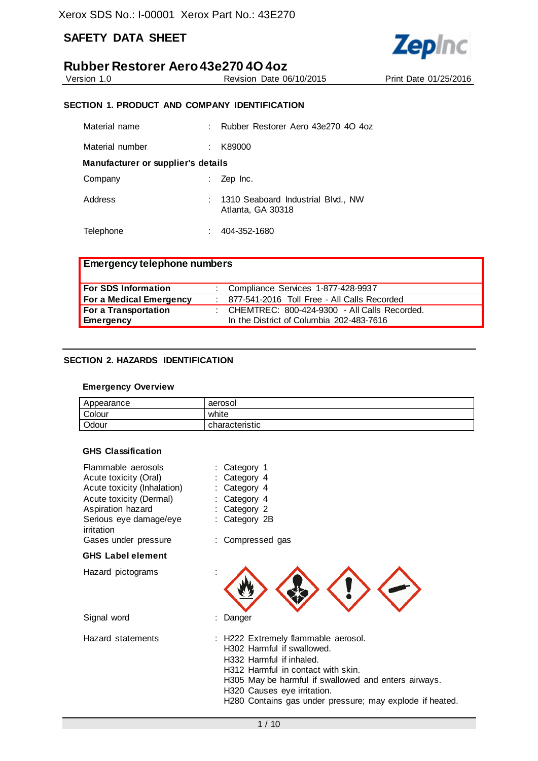Xerox SDS No.: I-00001 Xerox Part No.: 43E270

# SAFETY DATA SHEET

## Rubber Restorer Aero 43e270 4O 4oz

Version 1.0 | Revision Date 06/10/2015 | Print Date 01/25/2016

### SECTION 1. PRODUCT AND COMPANY IDENTIFICATION

Material name : Rubber Restorer Aero 43e270 4O 4oz

Material number : K89000

**Manufacturer or supplier's details**

Company : Zep Inc.

Address : 1310 Seaboard Industrial Blvd., NW
Atlanta, GA 30318

Telephone : 404-352-1680

**Emergency telephone numbers**

| | |
|---|---|
| **For SDS Information** | : Compliance Services 1-877-428-9937 |
| **For a Medical Emergency** | : 877-541-2016 Toll Free - All Calls Recorded |
| **For a Transportation Emergency** | : CHEMTREC: 800-424-9300 - All Calls Recorded. In the District of Columbia 202-483-7616 |

### SECTION 2. HAZARDS IDENTIFICATION

**Emergency Overview**

| | |
|---|---|
| Appearance | aerosol |
| Colour | white |
| Odour | characteristic |

**GHS Classification**

Flammable aerosols : Category 1
Acute toxicity (Oral) : Category 4
Acute toxicity (Inhalation) : Category 4
Acute toxicity (Dermal) : Category 4
Aspiration hazard : Category 2
Serious eye damage/eye irritation : Category 2B
Gases under pressure : Compressed gas

**GHS Label element**

Hazard pictograms :

Signal word : Danger

Hazard statements : H222 Extremely flammable aerosol.
H302 Harmful if swallowed.
H332 Harmful if inhaled.
H312 Harmful in contact with skin.
H305 May be harmful if swallowed and enters airways.
H320 Causes eye irritation.
H280 Contains gas under pressure; may explode if heated.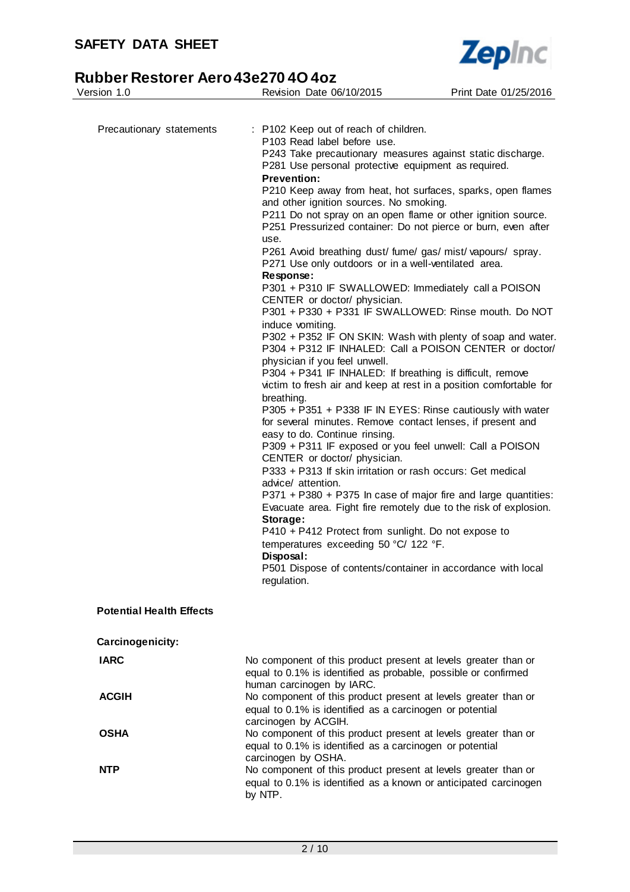Precautionary statements : P102 Keep out of reach of children.
P103 Read label before use.
P243 Take precautionary measures against static discharge.
P281 Use personal protective equipment as required.

**Prevention:**

P210 Keep away from heat, hot surfaces, sparks, open flames and other ignition sources. No smoking.
P211 Do not spray on an open flame or other ignition source.
P251 Pressurized container: Do not pierce or burn, even after use.
P261 Avoid breathing dust/ fume/ gas/ mist/ vapours/ spray.
P271 Use only outdoors or in a well-ventilated area.

**Response:**

P301 + P310 IF SWALLOWED: Immediately call a POISON CENTER or doctor/ physician.
P301 + P330 + P331 IF SWALLOWED: Rinse mouth. Do NOT induce vomiting.
P302 + P352 IF ON SKIN: Wash with plenty of soap and water.
P304 + P312 IF INHALED: Call a POISON CENTER or doctor/ physician if you feel unwell.
P304 + P341 IF INHALED: If breathing is difficult, remove victim to fresh air and keep at rest in a position comfortable for breathing.
P305 + P351 + P338 IF IN EYES: Rinse cautiously with water for several minutes. Remove contact lenses, if present and easy to do. Continue rinsing.
P309 + P311 IF exposed or you feel unwell: Call a POISON CENTER or doctor/ physician.
P333 + P313 If skin irritation or rash occurs: Get medical advice/ attention.
P371 + P380 + P375 In case of major fire and large quantities: Evacuate area. Fight fire remotely due to the risk of explosion.

**Storage:**

P410 + P412 Protect from sunlight. Do not expose to temperatures exceeding 50 °C/ 122 °F.

**Disposal:**

P501 Dispose of contents/container in accordance with local regulation.

**Potential Health Effects**

**Carcinogenicity:**

**IARC** No component of this product present at levels greater than or equal to 0.1% is identified as probable, possible or confirmed human carcinogen by IARC.

**ACGIH** No component of this product present at levels greater than or equal to 0.1% is identified as a carcinogen or potential carcinogen by ACGIH.

**OSHA** No component of this product present at levels greater than or equal to 0.1% is identified as a carcinogen or potential carcinogen by OSHA.

**NTP** No component of this product present at levels greater than or equal to 0.1% is identified as a known or anticipated carcinogen by NTP.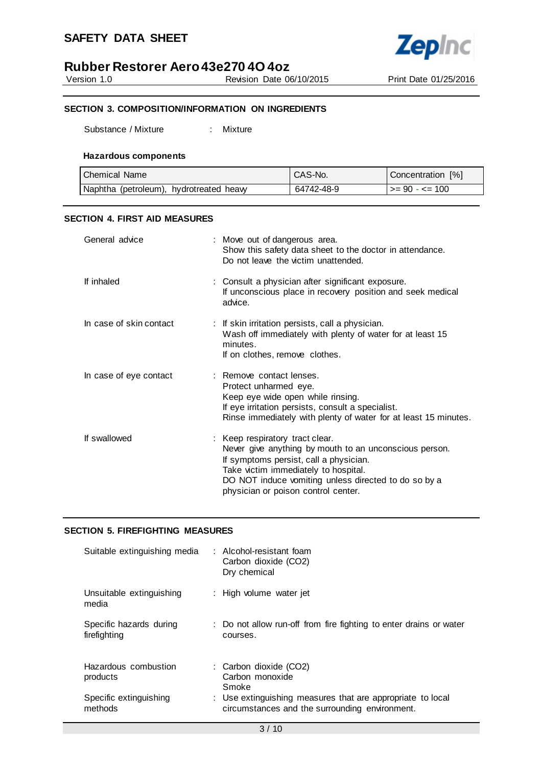## SECTION 3. COMPOSITION/INFORMATION ON INGREDIENTS

Substance / Mixture : Mixture

### Hazardous components

| Chemical Name | CAS-No. | Concentration [%] |
|---|---|---|
| Naphtha (petroleum), hydrotreated heavy | 64742-48-9 | >= 90 - <= 100 |

## SECTION 4. FIRST AID MEASURES

**General advice** : Move out of dangerous area.
Show this safety data sheet to the doctor in attendance.
Do not leave the victim unattended.

**If inhaled** : Consult a physician after significant exposure.
If unconscious place in recovery position and seek medical advice.

**In case of skin contact** : If skin irritation persists, call a physician.
Wash off immediately with plenty of water for at least 15 minutes.
If on clothes, remove clothes.

**In case of eye contact** : Remove contact lenses.
Protect unharmed eye.
Keep eye wide open while rinsing.
If eye irritation persists, consult a specialist.
Rinse immediately with plenty of water for at least 15 minutes.

**If swallowed** : Keep respiratory tract clear.
Never give anything by mouth to an unconscious person.
If symptoms persist, call a physician.
Take victim immediately to hospital.
DO NOT induce vomiting unless directed to do so by a physician or poison control center.

## SECTION 5. FIREFIGHTING MEASURES

**Suitable extinguishing media** : Alcohol-resistant foam
Carbon dioxide ($CO_2$)
Dry chemical

**Unsuitable extinguishing media** : High volume water jet

**Specific hazards during firefighting** : Do not allow run-off from fire fighting to enter drains or water courses.

**Hazardous combustion products** : Carbon dioxide ($CO_2$)
Carbon monoxide
Smoke

**Specific extinguishing methods** : Use extinguishing measures that are appropriate to local circumstances and the surrounding environment.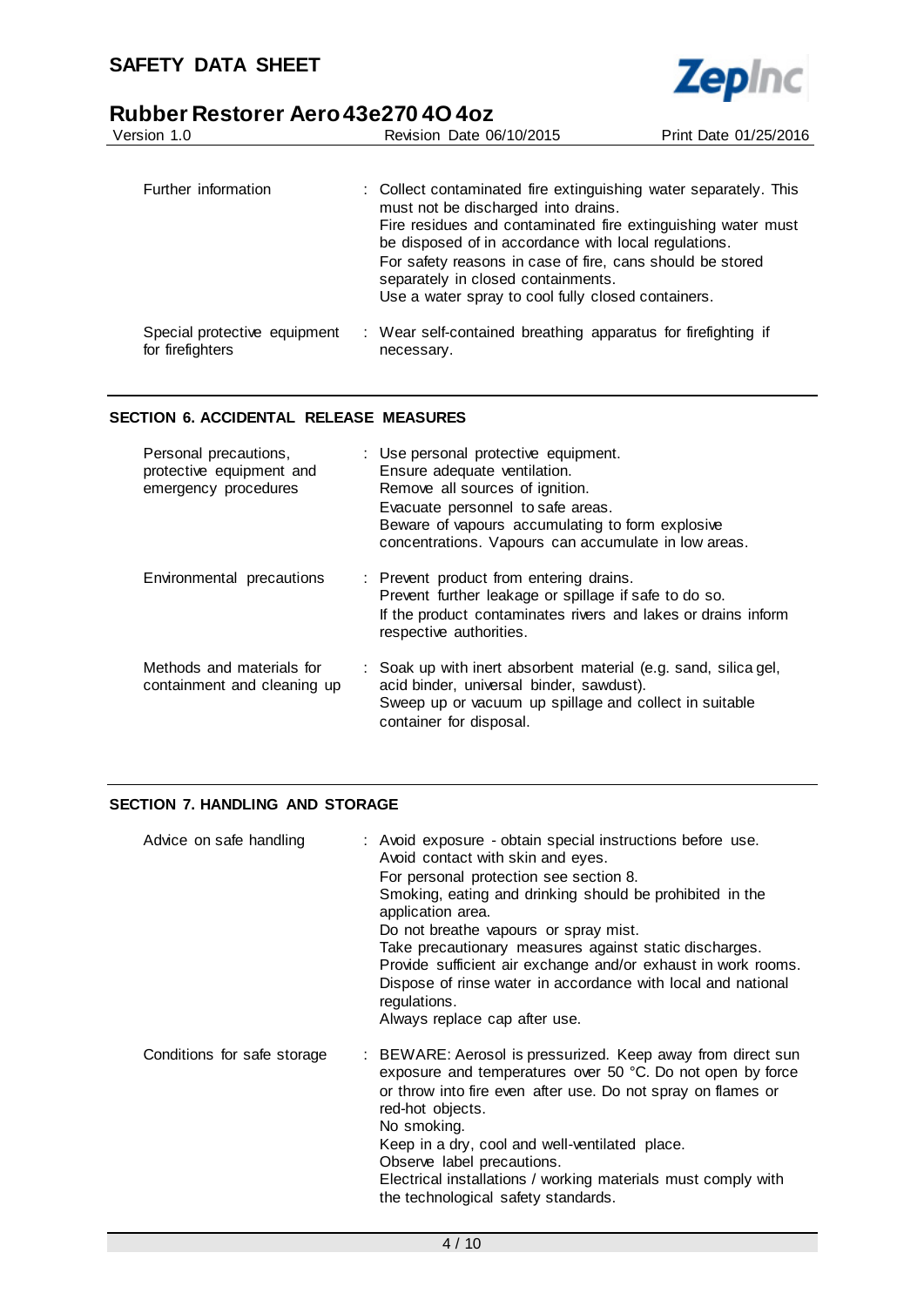| | |
|---|---|
| Further information | : Collect contaminated fire extinguishing water separately. This must not be discharged into drains.<br>Fire residues and contaminated fire extinguishing water must be disposed of in accordance with local regulations.<br>For safety reasons in case of fire, cans should be stored separately in closed containments.<br>Use a water spray to cool fully closed containers. |
| Special protective equipment for firefighters | : Wear self-contained breathing apparatus for firefighting if necessary. |

## SECTION 6. ACCIDENTAL RELEASE MEASURES

| | |
|---|---|
| Personal precautions, protective equipment and emergency procedures | : Use personal protective equipment.<br>Ensure adequate ventilation.<br>Remove all sources of ignition.<br>Evacuate personnel to safe areas.<br>Beware of vapours accumulating to form explosive concentrations. Vapours can accumulate in low areas. |
| Environmental precautions | : Prevent product from entering drains.<br>Prevent further leakage or spillage if safe to do so.<br>If the product contaminates rivers and lakes or drains inform respective authorities. |
| Methods and materials for containment and cleaning up | : Soak up with inert absorbent material (e.g. sand, silica gel, acid binder, universal binder, sawdust).<br>Sweep up or vacuum up spillage and collect in suitable container for disposal. |

## SECTION 7. HANDLING AND STORAGE

| | |
|---|---|
| Advice on safe handling | : Avoid exposure - obtain special instructions before use.<br>Avoid contact with skin and eyes.<br>For personal protection see section 8.<br>Smoking, eating and drinking should be prohibited in the application area.<br>Do not breathe vapours or spray mist.<br>Take precautionary measures against static discharges.<br>Provide sufficient air exchange and/or exhaust in work rooms.<br>Dispose of rinse water in accordance with local and national regulations.<br>Always replace cap after use. |
| Conditions for safe storage | : BEWARE: Aerosol is pressurized. Keep away from direct sun exposure and temperatures over 50 °C. Do not open by force or throw into fire even after use. Do not spray on flames or red-hot objects.<br>No smoking.<br>Keep in a dry, cool and well-ventilated place.<br>Observe label precautions.<br>Electrical installations / working materials must comply with the technological safety standards. |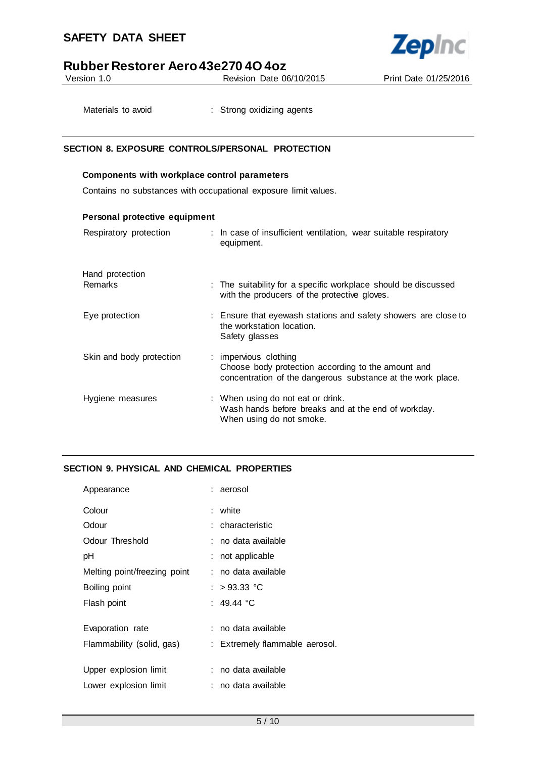| | | |
|---|---|---|
| Materials to avoid | : | Strong oxidizing agents |

## SECTION 8. EXPOSURE CONTROLS/PERSONAL PROTECTION

**Components with workplace control parameters**

Contains no substances with occupational exposure limit values.

**Personal protective equipment**

| | | |
|---|---|---|
| Respiratory protection | : | In case of insufficient ventilation, wear suitable respiratory equipment. |
| Hand protection<br>Remarks | : | The suitability for a specific workplace should be discussed with the producers of the protective gloves. |
| Eye protection | : | Ensure that eyewash stations and safety showers are close to the workstation location.<br>Safety glasses |
| Skin and body protection | : | impervious clothing<br>Choose body protection according to the amount and concentration of the dangerous substance at the work place. |
| Hygiene measures | : | When using do not eat or drink.<br>Wash hands before breaks and at the end of workday.<br>When using do not smoke. |

## SECTION 9. PHYSICAL AND CHEMICAL PROPERTIES

| | | |
|---|---|---|
| Appearance | : | aerosol |
| Colour | : | white |
| Odour | : | characteristic |
| Odour Threshold | : | no data available |
| pH | : | not applicable |
| Melting point/freezing point | : | no data available |
| Boiling point | : | > 93.33 °C |
| Flash point | : | 49.44 °C |
| Evaporation rate | : | no data available |
| Flammability (solid, gas) | : | Extremely flammable aerosol. |
| Upper explosion limit | : | no data available |
| Lower explosion limit | : | no data available |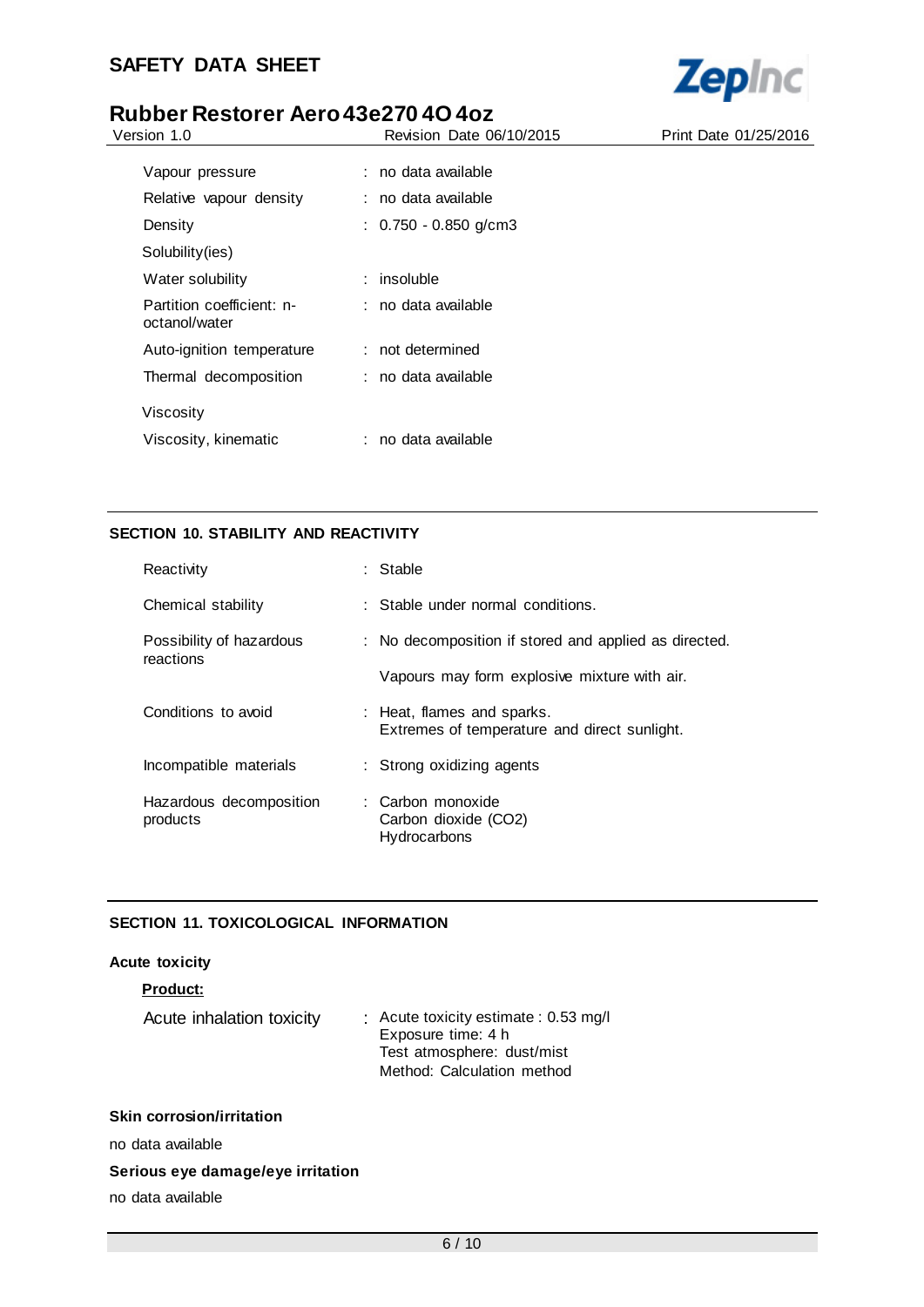| | |
|---|---|
| Vapour pressure | : no data available |
| Relative vapour density | : no data available |
| Density | : 0.750 - 0.850 g/cm3 |
| Solubility(ies) | |
| Water solubility | : insoluble |
| Partition coefficient: n-octanol/water | : no data available |
| Auto-ignition temperature | : not determined |
| Thermal decomposition | : no data available |
| Viscosity | |
| Viscosity, kinematic | : no data available |

## SECTION 10. STABILITY AND REACTIVITY

| | |
|---|---|
| Reactivity | : Stable |
| Chemical stability | : Stable under normal conditions. |
| Possibility of hazardous reactions | : No decomposition if stored and applied as directed.<br>Vapours may form explosive mixture with air. |
| Conditions to avoid | : Heat, flames and sparks.<br>Extremes of temperature and direct sunlight. |
| Incompatible materials | : Strong oxidizing agents |
| Hazardous decomposition products | : Carbon monoxide<br>Carbon dioxide ($CO_2$)<br>Hydrocarbons |

## SECTION 11. TOXICOLOGICAL INFORMATION

**Acute toxicity**

**Product:**

| | |
|---|---|
| Acute inhalation toxicity | : Acute toxicity estimate : 0.53 mg/l<br>Exposure time: 4 h<br>Test atmosphere: dust/mist<br>Method: Calculation method |

**Skin corrosion/irritation**

no data available

**Serious eye damage/eye irritation**

no data available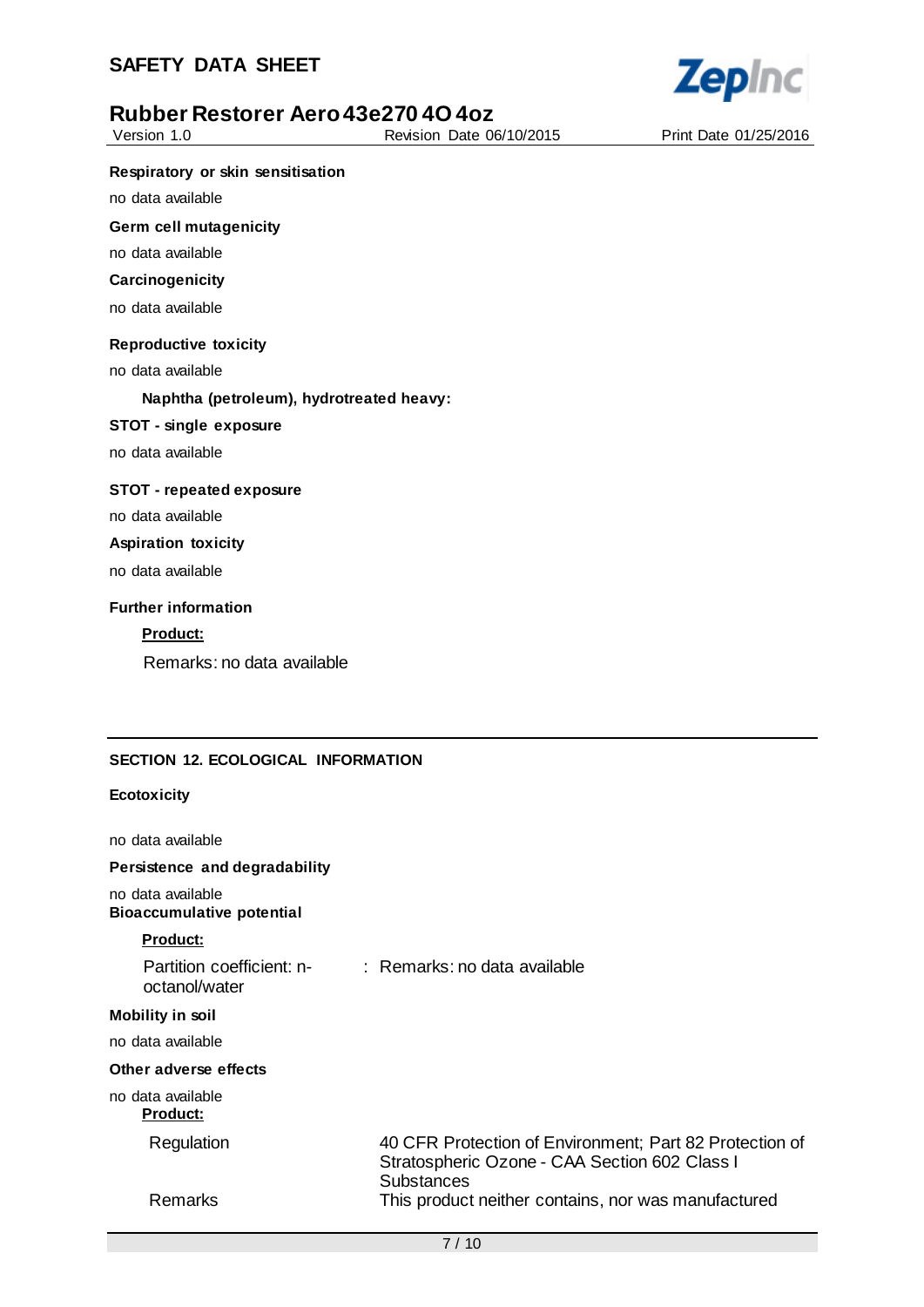**Respiratory or skin sensitisation**

no data available

**Germ cell mutagenicity**

no data available

**Carcinogenicity**

no data available

**Reproductive toxicity**

no data available

**Naphtha (petroleum), hydrotreated heavy:**

**STOT - single exposure**

no data available

**STOT - repeated exposure**

no data available

**Aspiration toxicity**

no data available

**Further information**

**Product:**

Remarks: no data available

## SECTION 12. ECOLOGICAL INFORMATION

**Ecotoxicity**

no data available

**Persistence and degradability**

no data available

**Bioaccumulative potential**

**Product:**

Partition coefficient: n-octanol/water : Remarks: no data available

**Mobility in soil**

no data available

**Other adverse effects**

no data available

**Product:**

| | |
|---|---|
| Regulation | 40 CFR Protection of Environment; Part 82 Protection of Stratospheric Ozone - CAA Section 602 Class I Substances |
| Remarks | This product neither contains, nor was manufactured |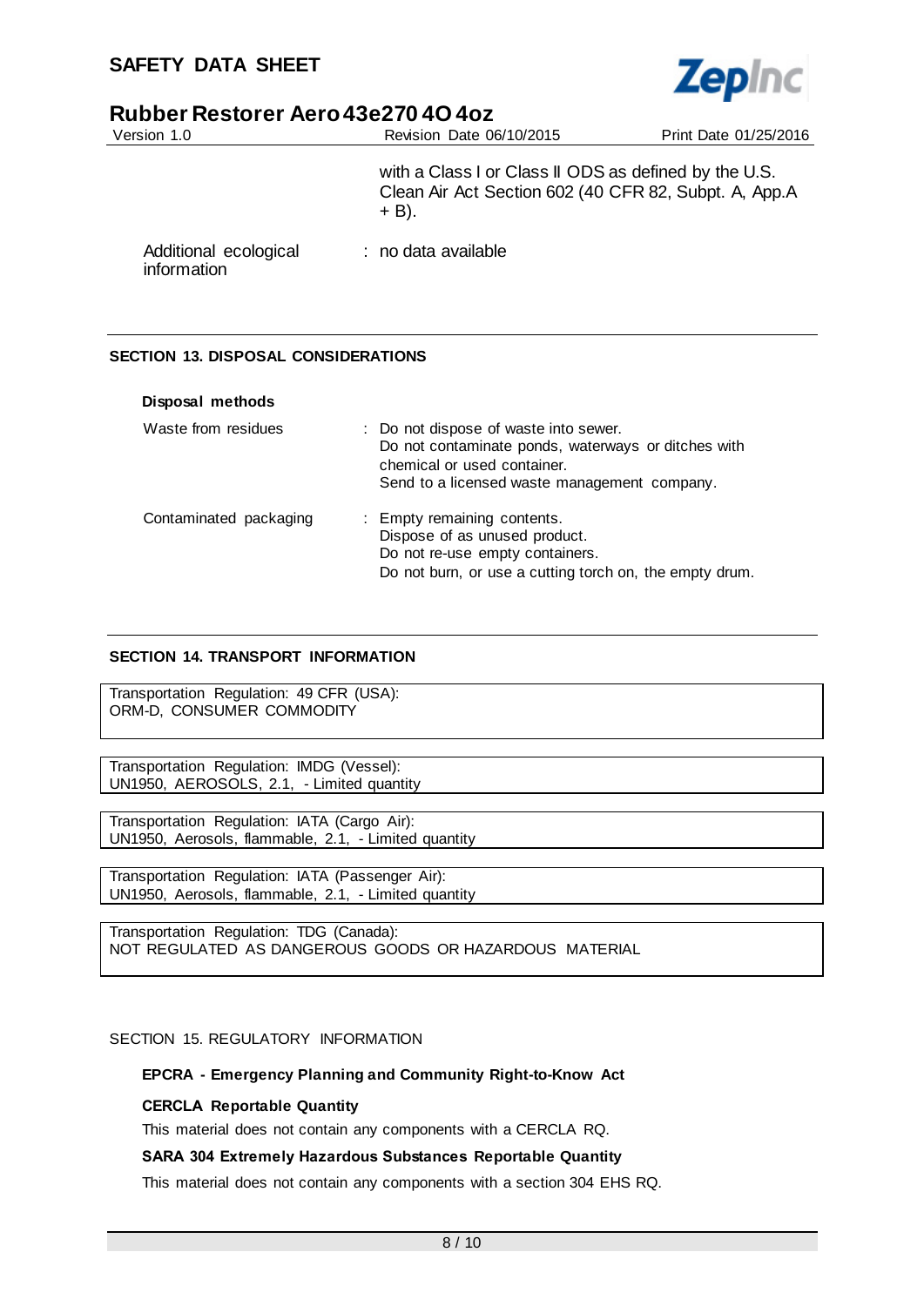with a Class I or Class II ODS as defined by the U.S. Clean Air Act Section 602 (40 CFR 82, Subpt. A, App.A + B).

Additional ecological information : no data available

## SECTION 13. DISPOSAL CONSIDERATIONS

**Disposal methods**

Waste from residues : Do not dispose of waste into sewer.
Do not contaminate ponds, waterways or ditches with chemical or used container.
Send to a licensed waste management company.

Contaminated packaging : Empty remaining contents.
Dispose of as unused product.
Do not re-use empty containers.
Do not burn, or use a cutting torch on, the empty drum.

## SECTION 14. TRANSPORT INFORMATION

Transportation Regulation: 49 CFR (USA):
ORM-D, CONSUMER COMMODITY

Transportation Regulation: IMDG (Vessel):
UN1950, AEROSOLS, 2.1, - Limited quantity

Transportation Regulation: IATA (Cargo Air):
UN1950, Aerosols, flammable, 2.1, - Limited quantity

Transportation Regulation: IATA (Passenger Air):
UN1950, Aerosols, flammable, 2.1, - Limited quantity

Transportation Regulation: TDG (Canada):
NOT REGULATED AS DANGEROUS GOODS OR HAZARDOUS MATERIAL

## SECTION 15. REGULATORY INFORMATION

**EPCRA - Emergency Planning and Community Right-to-Know Act**

**CERCLA Reportable Quantity**

This material does not contain any components with a CERCLA RQ.

**SARA 304 Extremely Hazardous Substances Reportable Quantity**

This material does not contain any components with a section 304 EHS RQ.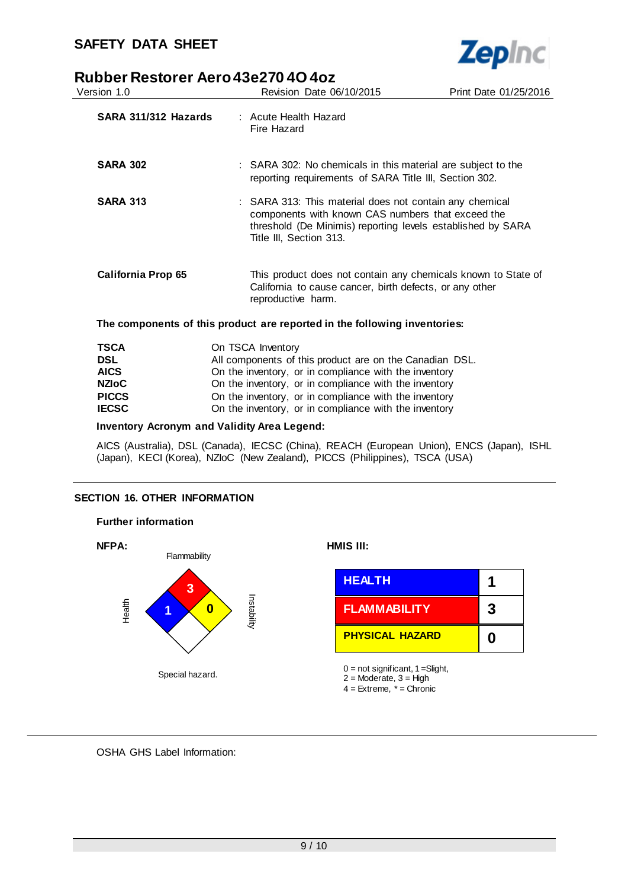**SARA 311/312 Hazards** : Acute Health Hazard
Fire Hazard

**SARA 302** : SARA 302: No chemicals in this material are subject to the reporting requirements of SARA Title III, Section 302.

**SARA 313** : SARA 313: This material does not contain any chemical components with known CAS numbers that exceed the threshold (De Minimis) reporting levels established by SARA Title III, Section 313.

**California Prop 65** This product does not contain any chemicals known to State of California to cause cancer, birth defects, or any other reproductive harm.

**The components of this product are reported in the following inventories:**

| | |
|---|---|
| **TSCA** | On TSCA Inventory |
| **DSL** | All components of this product are on the Canadian DSL. |
| **AICS** | On the inventory, or in compliance with the inventory |
| **NZIoC** | On the inventory, or in compliance with the inventory |
| **PICCS** | On the inventory, or in compliance with the inventory |
| **IECSC** | On the inventory, or in compliance with the inventory |

**Inventory Acronym and Validity Area Legend:**

AICS (Australia), DSL (Canada), IECSC (China), REACH (European Union), ENCS (Japan), ISHL (Japan), KECI (Korea), NZIoC (New Zealand), PICCS (Philippines), TSCA (USA)

## SECTION 16. OTHER INFORMATION

**Further information**

**NFPA:**

Flammability: 3
Health: 1
Instability: 0
Special hazard.

**HMIS III:**

| | |
|---|---|
| HEALTH | 1 |
| FLAMMABILITY | 3 |
| PHYSICAL HAZARD | 0 |

0 = not significant, 1 =Slight,
2 = Moderate, 3 = High
4 = Extreme, * = Chronic

OSHA GHS Label Information: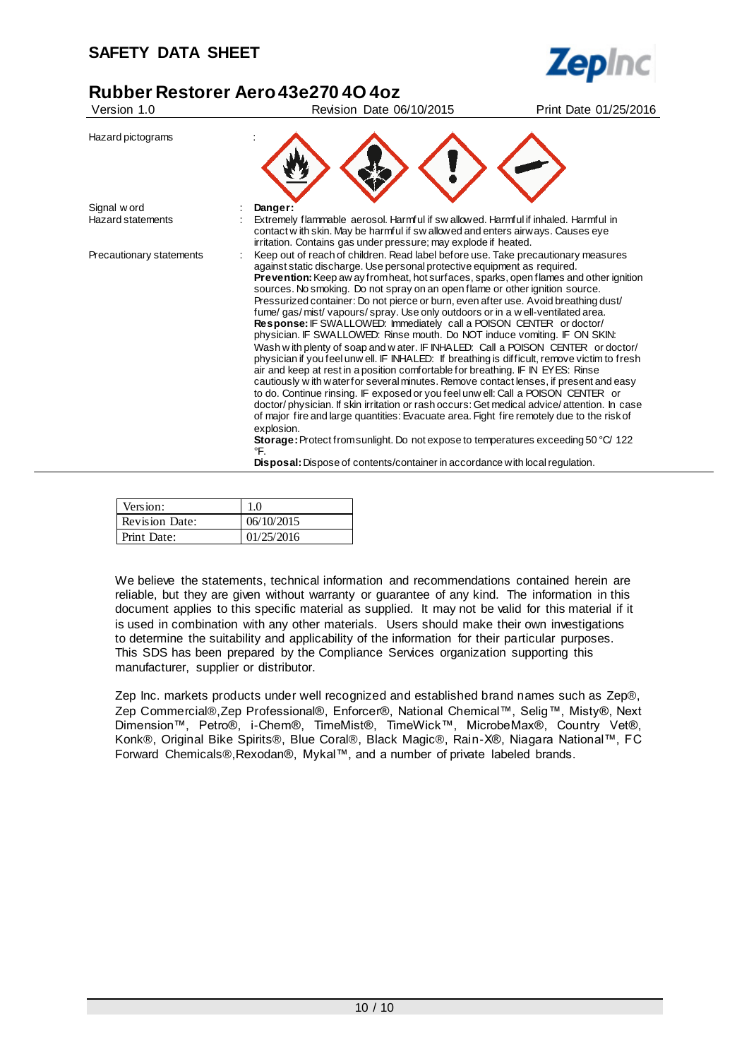| | | |
|---|---|---|
| Hazard pictograms | : | |
| Signal word | : | **Danger:** |
| Hazard statements | : | Extremely flammable aerosol. Harmful if swallowed. Harmful if inhaled. Harmful in contact with skin. May be harmful if swallowed and enters airways. Causes eye irritation. Contains gas under pressure; may explode if heated. |
| Precautionary statements | : | Keep out of reach of children. Read label before use. Take precautionary measures against static discharge. Use personal protective equipment as required.<br>**Prevention:** Keep away from heat, hot surfaces, sparks, open flames and other ignition sources. No smoking. Do not spray on an open flame or other ignition source. Pressurized container: Do not pierce or burn, even after use. Avoid breathing dust/ fume/ gas/ mist/ vapours/ spray. Use only outdoors or in a well-ventilated area.<br>**Response:** IF SWALLOWED: Immediately call a POISON CENTER or doctor/ physician. IF SWALLOWED: Rinse mouth. Do NOT induce vomiting. IF ON SKIN: Wash with plenty of soap and water. IF INHALED: Call a POISON CENTER or doctor/ physician if you feel unwell. IF INHALED: If breathing is difficult, remove victim to fresh air and keep at rest in a position comfortable for breathing. IF IN EYES: Rinse cautiously with water for several minutes. Remove contact lenses, if present and easy to do. Continue rinsing. IF exposed or you feel unwell: Call a POISON CENTER or doctor/ physician. If skin irritation or rash occurs: Get medical advice/ attention. In case of major fire and large quantities: Evacuate area. Fight fire remotely due to the risk of explosion.<br>**Storage:** Protect from sunlight. Do not expose to temperatures exceeding 50 °C/ 122 °F.<br>**Disposal:** Dispose of contents/container in accordance with local regulation. |

| | |
|---|---|
| Version: | 1.0 |
| Revision Date: | 06/10/2015 |
| Print Date: | 01/25/2016 |

We believe the statements, technical information and recommendations contained herein are reliable, but they are given without warranty or guarantee of any kind. The information in this document applies to this specific material as supplied. It may not be valid for this material if it is used in combination with any other materials. Users should make their own investigations to determine the suitability and applicability of the information for their particular purposes. This SDS has been prepared by the Compliance Services organization supporting this manufacturer, supplier or distributor.

Zep Inc. markets products under well recognized and established brand names such as Zep®, Zep Commercial®,Zep Professional®, Enforcer®, National Chemical™, Selig™, Misty®, Next Dimension™, Petro®, i-Chem®, TimeMist®, TimeWick™, MicrobeMax®, Country Vet®, Konk®, Original Bike Spirits®, Blue Coral®, Black Magic®, Rain-X®, Niagara National™, FC Forward Chemicals®,Rexodan®, Mykal™, and a number of private labeled brands.